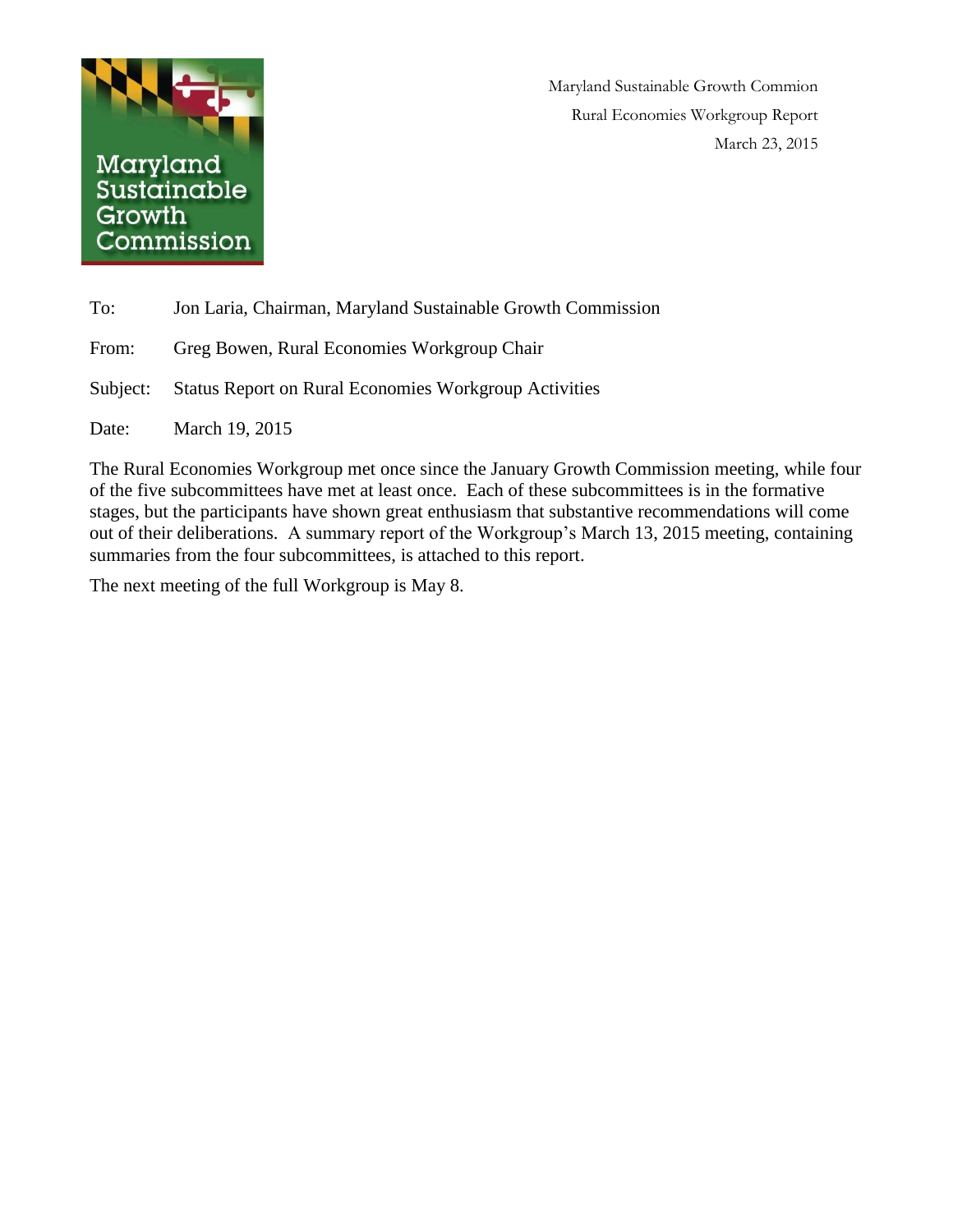Maryland Sustainable Growth Commion
Rural Economies Workgroup Report
March 23, 2015

To: Jon Laria, Chairman, Maryland Sustainable Growth Commission

From: Greg Bowen, Rural Economies Workgroup Chair

Subject: Status Report on Rural Economies Workgroup Activities

Date: March 19, 2015

The Rural Economies Workgroup met once since the January Growth Commission meeting, while four of the five subcommittees have met at least once. Each of these subcommittees is in the formative stages, but the participants have shown great enthusiasm that substantive recommendations will come out of their deliberations. A summary report of the Workgroup's March 13, 2015 meeting, containing summaries from the four subcommittees, is attached to this report.

The next meeting of the full Workgroup is May 8.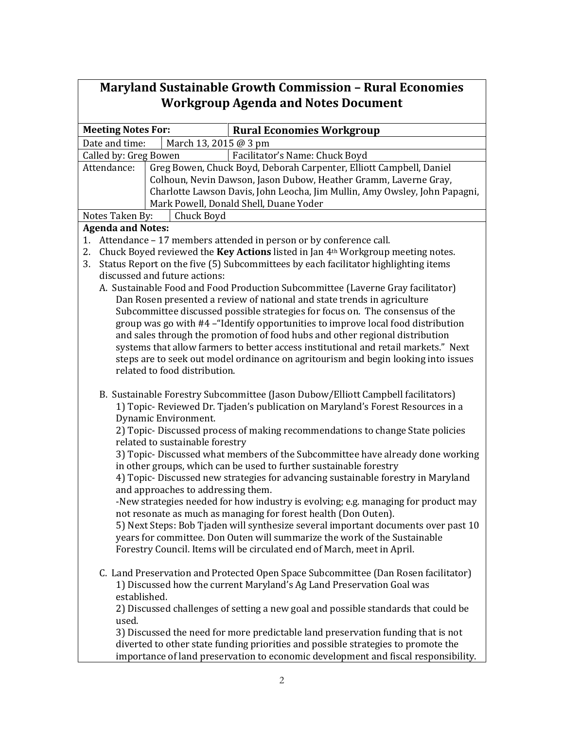# Maryland Sustainable Growth Commission – Rural Economies Workgroup Agenda and Notes Document

| **Meeting Notes For:** | **Rural Economies Workgroup** |
| --- | --- |
| Date and time: | March 13, 2015 @ 3 pm |
| Called by: Greg Bowen | Facilitator's Name: Chuck Boyd |
| Attendance: | Greg Bowen, Chuck Boyd, Deborah Carpenter, Elliott Campbell, Daniel Colhoun, Nevin Dawson, Jason Dubow, Heather Gramm, Laverne Gray, Charlotte Lawson Davis, John Leocha, Jim Mullin, Amy Owsley, John Papagni, Mark Powell, Donald Shell, Duane Yoder |
| Notes Taken By: | Chuck Boyd |

**Agenda and Notes:**

1. Attendance – 17 members attended in person or by conference call.
2. Chuck Boyed reviewed the **Key Actions** listed in Jan 4th Workgroup meeting notes.
3. Status Report on the five (5) Subcommittees by each facilitator highlighting items discussed and future actions:

   A. Sustainable Food and Food Production Subcommittee (Laverne Gray facilitator)
   Dan Rosen presented a review of national and state trends in agriculture
   Subcommittee discussed possible strategies for focus on. The consensus of the group was go with #4 –"Identify opportunities to improve local food distribution and sales through the promotion of food hubs and other regional distribution systems that allow farmers to better access institutional and retail markets." Next steps are to seek out model ordinance on agritourism and begin looking into issues related to food distribution.

   B. Sustainable Forestry Subcommittee (Jason Dubow/Elliott Campbell facilitators)
   1) Topic- Reviewed Dr. Tjaden's publication on Maryland's Forest Resources in a Dynamic Environment.
   2) Topic- Discussed process of making recommendations to change State policies related to sustainable forestry
   3) Topic- Discussed what members of the Subcommittee have already done working in other groups, which can be used to further sustainable forestry
   4) Topic- Discussed new strategies for advancing sustainable forestry in Maryland and approaches to addressing them.
   -New strategies needed for how industry is evolving; e.g. managing for product may not resonate as much as managing for forest health (Don Outen).
   5) Next Steps: Bob Tjaden will synthesize several important documents over past 10 years for committee. Don Outen will summarize the work of the Sustainable Forestry Council. Items will be circulated end of March, meet in April.

   C. Land Preservation and Protected Open Space Subcommittee (Dan Rosen facilitator)
   1) Discussed how the current Maryland's Ag Land Preservation Goal was established.
   2) Discussed challenges of setting a new goal and possible standards that could be used.
   3) Discussed the need for more predictable land preservation funding that is not diverted to other state funding priorities and possible strategies to promote the importance of land preservation to economic development and fiscal responsibility.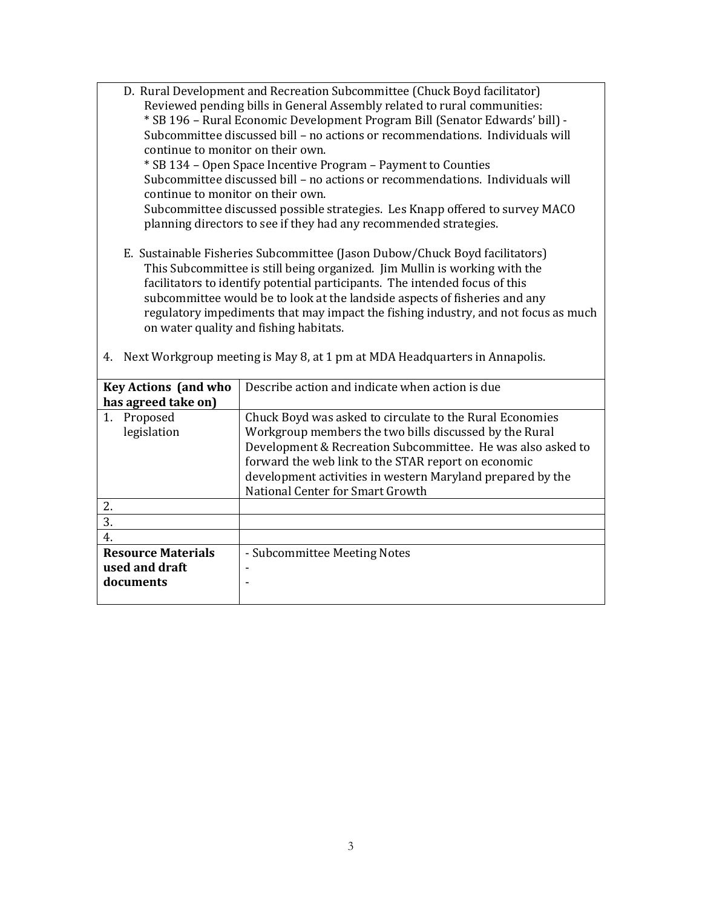D. Rural Development and Recreation Subcommittee (Chuck Boyd facilitator)
Reviewed pending bills in General Assembly related to rural communities:
* SB 196 – Rural Economic Development Program Bill (Senator Edwards' bill) - Subcommittee discussed bill – no actions or recommendations. Individuals will continue to monitor on their own.
* SB 134 – Open Space Incentive Program – Payment to Counties
Subcommittee discussed bill – no actions or recommendations. Individuals will continue to monitor on their own.
Subcommittee discussed possible strategies. Les Knapp offered to survey MACO planning directors to see if they had any recommended strategies.

E. Sustainable Fisheries Subcommittee (Jason Dubow/Chuck Boyd facilitators)
This Subcommittee is still being organized. Jim Mullin is working with the facilitators to identify potential participants. The intended focus of this subcommittee would be to look at the landside aspects of fisheries and any regulatory impediments that may impact the fishing industry, and not focus as much on water quality and fishing habitats.

4. Next Workgroup meeting is May 8, at 1 pm at MDA Headquarters in Annapolis.

| **Key Actions (and who has agreed take on)** | Describe action and indicate when action is due |
|---|---|
| 1. Proposed legislation | Chuck Boyd was asked to circulate to the Rural Economies Workgroup members the two bills discussed by the Rural Development & Recreation Subcommittee. He was also asked to forward the web link to the STAR report on economic development activities in western Maryland prepared by the National Center for Smart Growth |
| 2. | |
| 3. | |
| 4. | |
| **Resource Materials used and draft documents** | - Subcommittee Meeting Notes<br>-<br>- |